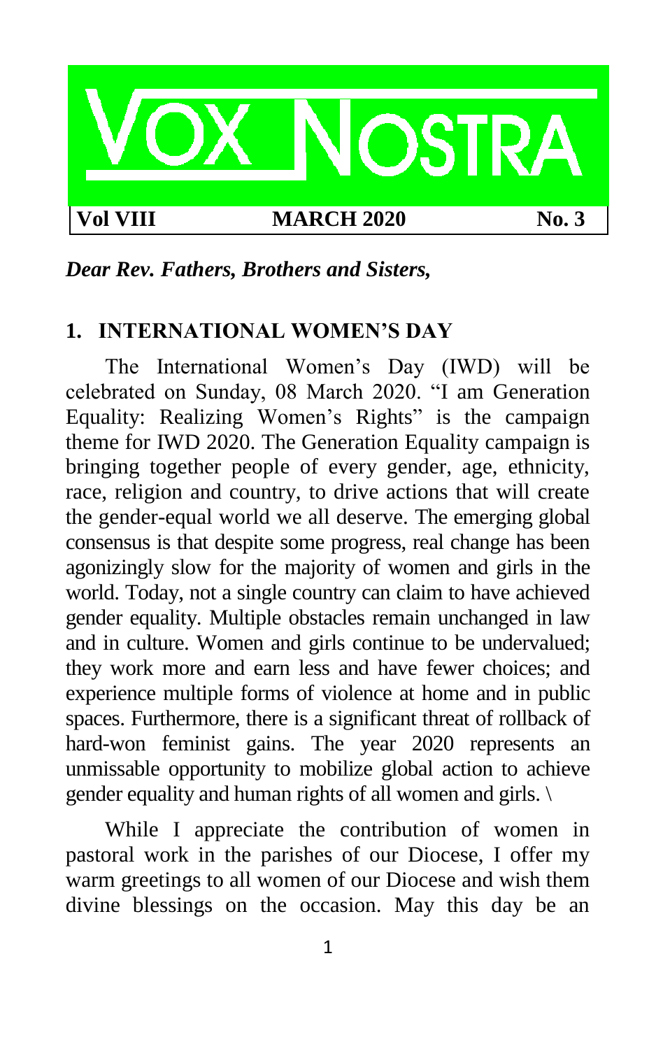# VOX NOSTRA

**Vol VIII** | **MARCH 2020** | **No. 3**

***Dear Rev. Fathers, Brothers and Sisters,***

## 1. INTERNATIONAL WOMEN'S DAY

The International Women's Day (IWD) will be celebrated on Sunday, 08 March 2020. "I am Generation Equality: Realizing Women's Rights" is the campaign theme for IWD 2020. The Generation Equality campaign is bringing together people of every gender, age, ethnicity, race, religion and country, to drive actions that will create the gender-equal world we all deserve. The emerging global consensus is that despite some progress, real change has been agonizingly slow for the majority of women and girls in the world. Today, not a single country can claim to have achieved gender equality. Multiple obstacles remain unchanged in law and in culture. Women and girls continue to be undervalued; they work more and earn less and have fewer choices; and experience multiple forms of violence at home and in public spaces. Furthermore, there is a significant threat of rollback of hard-won feminist gains. The year 2020 represents an unmissable opportunity to mobilize global action to achieve gender equality and human rights of all women and girls. \

While I appreciate the contribution of women in pastoral work in the parishes of our Diocese, I offer my warm greetings to all women of our Diocese and wish them divine blessings on the occasion. May this day be an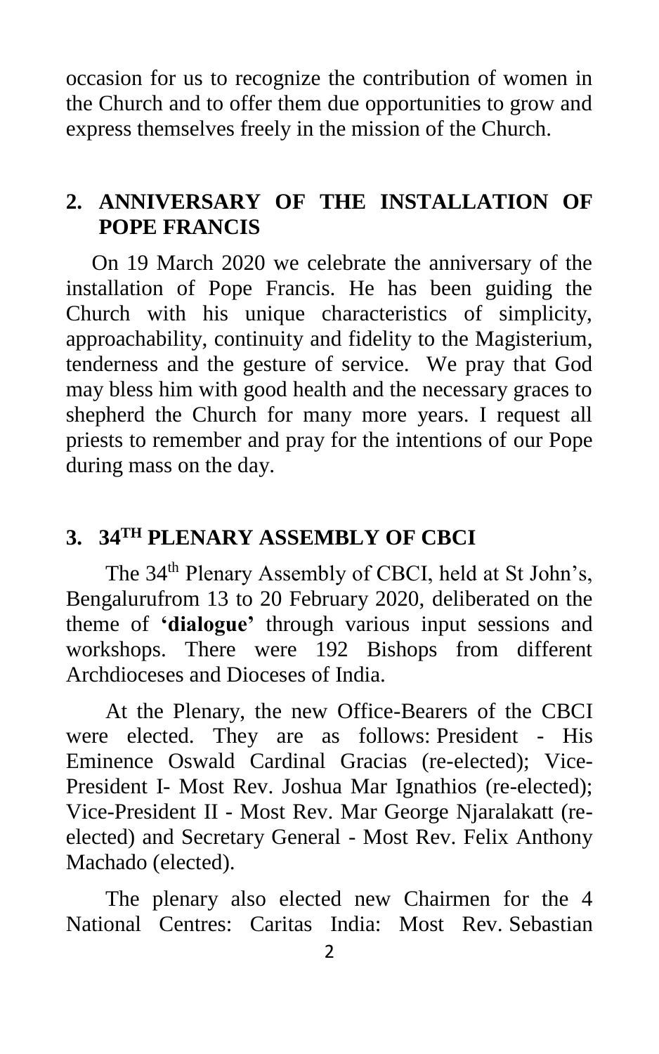occasion for us to recognize the contribution of women in the Church and to offer them due opportunities to grow and express themselves freely in the mission of the Church.

## 2. ANNIVERSARY OF THE INSTALLATION OF POPE FRANCIS

On 19 March 2020 we celebrate the anniversary of the installation of Pope Francis. He has been guiding the Church with his unique characteristics of simplicity, approachability, continuity and fidelity to the Magisterium, tenderness and the gesture of service. We pray that God may bless him with good health and the necessary graces to shepherd the Church for many more years. I request all priests to remember and pray for the intentions of our Pope during mass on the day.

## 3. 34TH PLENARY ASSEMBLY OF CBCI

The 34th Plenary Assembly of CBCI, held at St John's, Bengalurufrom 13 to 20 February 2020, deliberated on the theme of **'dialogue'** through various input sessions and workshops. There were 192 Bishops from different Archdioceses and Dioceses of India.

At the Plenary, the new Office-Bearers of the CBCI were elected. They are as follows: President - His Eminence Oswald Cardinal Gracias (re-elected); Vice-President I- Most Rev. Joshua Mar Ignathios (re-elected); Vice-President II - Most Rev. Mar George Njaralakatt (re-elected) and Secretary General - Most Rev. Felix Anthony Machado (elected).

The plenary also elected new Chairmen for the 4 National Centres: Caritas India: Most Rev. Sebastian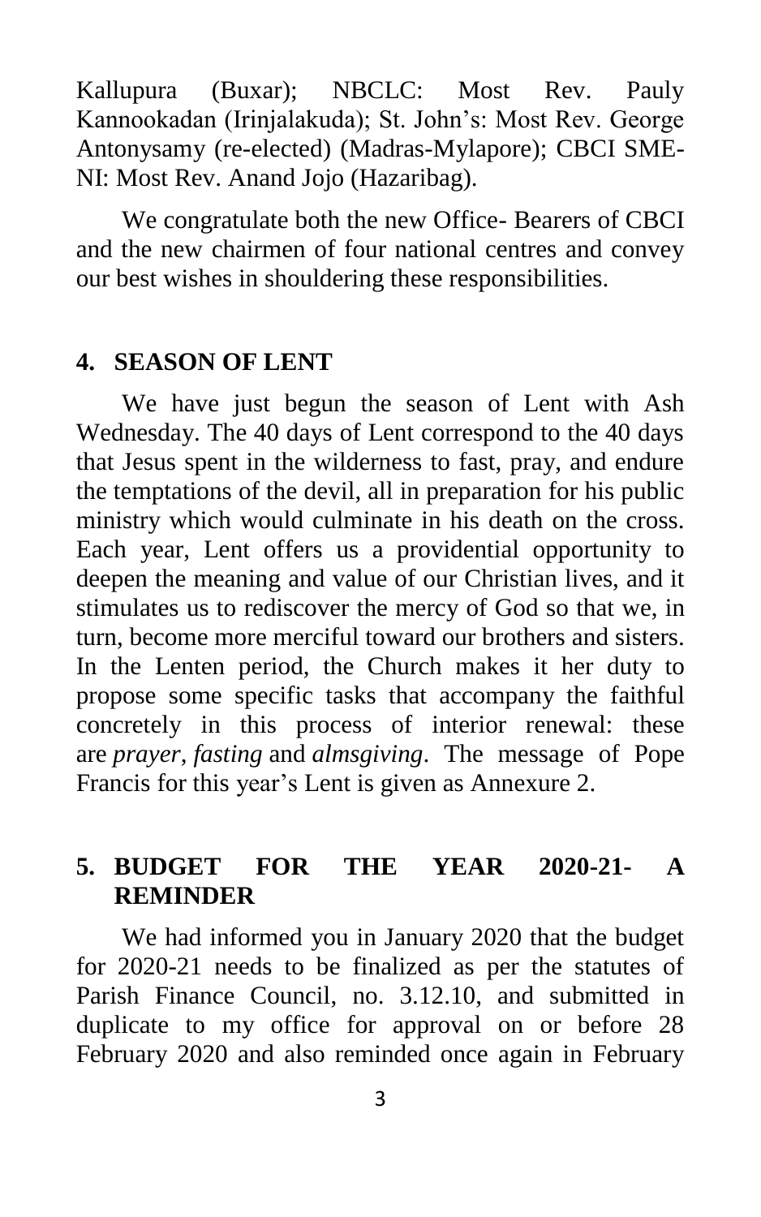Kallupura (Buxar); NBCLC: Most Rev. Pauly Kannookadan (Irinjalakuda); St. John's: Most Rev. George Antonysamy (re-elected) (Madras-Mylapore); CBCI SME-NI: Most Rev. Anand Jojo (Hazaribag).

We congratulate both the new Office- Bearers of CBCI and the new chairmen of four national centres and convey our best wishes in shouldering these responsibilities.

## 4. SEASON OF LENT

We have just begun the season of Lent with Ash Wednesday. The 40 days of Lent correspond to the 40 days that Jesus spent in the wilderness to fast, pray, and endure the temptations of the devil, all in preparation for his public ministry which would culminate in his death on the cross. Each year, Lent offers us a providential opportunity to deepen the meaning and value of our Christian lives, and it stimulates us to rediscover the mercy of God so that we, in turn, become more merciful toward our brothers and sisters. In the Lenten period, the Church makes it her duty to propose some specific tasks that accompany the faithful concretely in this process of interior renewal: these are *prayer*, *fasting* and *almsgiving*. The message of Pope Francis for this year's Lent is given as Annexure 2.

## 5. BUDGET FOR THE YEAR 2020-21- A REMINDER

We had informed you in January 2020 that the budget for 2020-21 needs to be finalized as per the statutes of Parish Finance Council, no. 3.12.10, and submitted in duplicate to my office for approval on or before 28 February 2020 and also reminded once again in February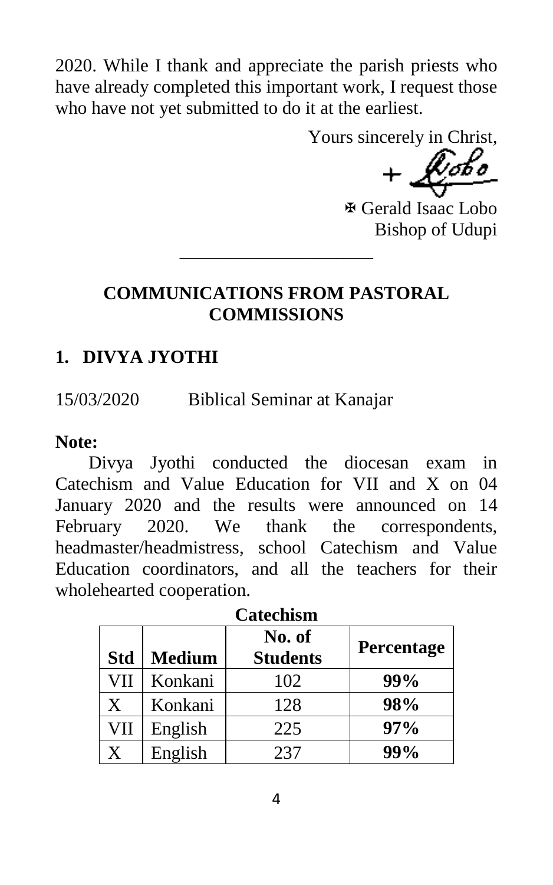2020. While I thank and appreciate the parish priests who have already completed this important work, I request those who have not yet submitted to do it at the earliest.

Yours sincerely in Christ,

✠ Gerald Isaac Lobo
Bishop of Udupi

---

## COMMUNICATIONS FROM PASTORAL COMMISSIONS

### 1. DIVYA JYOTHI

15/03/2020 Biblical Seminar at Kanajar

**Note:**

Divya Jyothi conducted the diocesan exam in Catechism and Value Education for VII and X on 04 January 2020 and the results were announced on 14 February 2020. We thank the correspondents, headmaster/headmistress, school Catechism and Value Education coordinators, and all the teachers for their wholehearted cooperation.

**Catechism**

| Std | Medium | No. of Students | Percentage |
|---|---|---|---|
| VII | Konkani | 102 | **99%** |
| X | Konkani | 128 | **98%** |
| VII | English | 225 | **97%** |
| X | English | 237 | **99%** |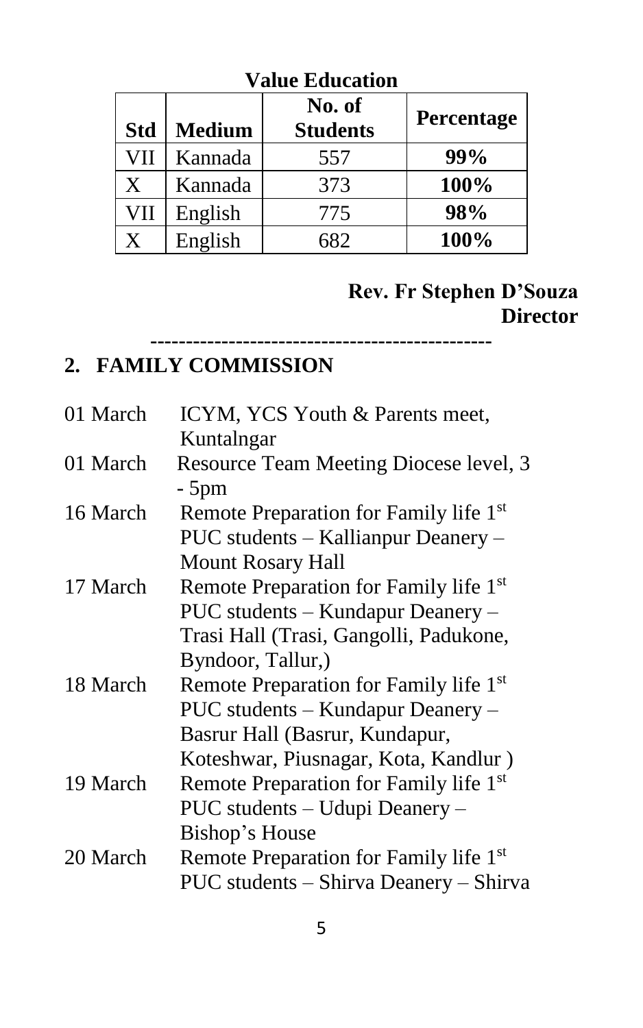**Value Education**

| Std | Medium | No. of Students | Percentage |
|---|---|---|---|
| VII | Kannada | 557 | **99%** |
| X | Kannada | 373 | **100%** |
| VII | English | 775 | **98%** |
| X | English | 682 | **100%** |

**Rev. Fr Stephen D'Souza**
**Director**

-----------------------------------------------

## 2. FAMILY COMMISSION

| | |
|---|---|
| 01 March | ICYM, YCS Youth & Parents meet, Kuntalngar |
| 01 March | Resource Team Meeting Diocese level, 3 - 5pm |
| 16 March | Remote Preparation for Family life 1st PUC students – Kallianpur Deanery – Mount Rosary Hall |
| 17 March | Remote Preparation for Family life 1st PUC students – Kundapur Deanery – Trasi Hall (Trasi, Gangolli, Padukone, Byndoor, Tallur,) |
| 18 March | Remote Preparation for Family life 1st PUC students – Kundapur Deanery – Basrur Hall (Basrur, Kundapur, Koteshwar, Piusnagar, Kota, Kandlur ) |
| 19 March | Remote Preparation for Family life 1st PUC students – Udupi Deanery – Bishop's House |
| 20 March | Remote Preparation for Family life 1st PUC students – Shirva Deanery – Shirva |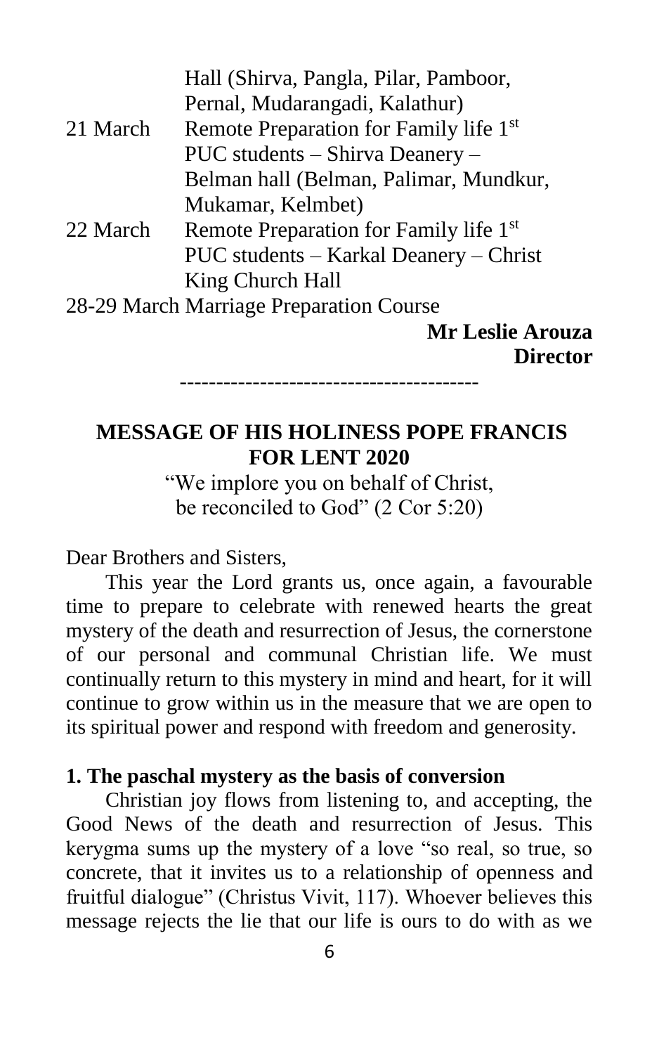Hall (Shirva, Pangla, Pilar, Pamboor, Pernal, Mudarangadi, Kalathur)

21 March Remote Preparation for Family life 1st PUC students – Shirva Deanery – Belman hall (Belman, Palimar, Mundkur, Mukamar, Kelmbet)

22 March Remote Preparation for Family life 1st PUC students – Karkal Deanery – Christ King Church Hall

28-29 March Marriage Preparation Course

**Mr Leslie Arouza**
**Director**

----------------------------------------

## MESSAGE OF HIS HOLINESS POPE FRANCIS FOR LENT 2020

"We implore you on behalf of Christ, be reconciled to God" (2 Cor 5:20)

Dear Brothers and Sisters,

This year the Lord grants us, once again, a favourable time to prepare to celebrate with renewed hearts the great mystery of the death and resurrection of Jesus, the cornerstone of our personal and communal Christian life. We must continually return to this mystery in mind and heart, for it will continue to grow within us in the measure that we are open to its spiritual power and respond with freedom and generosity.

### 1. The paschal mystery as the basis of conversion

Christian joy flows from listening to, and accepting, the Good News of the death and resurrection of Jesus. This kerygma sums up the mystery of a love "so real, so true, so concrete, that it invites us to a relationship of openness and fruitful dialogue" (Christus Vivit, 117). Whoever believes this message rejects the lie that our life is ours to do with as we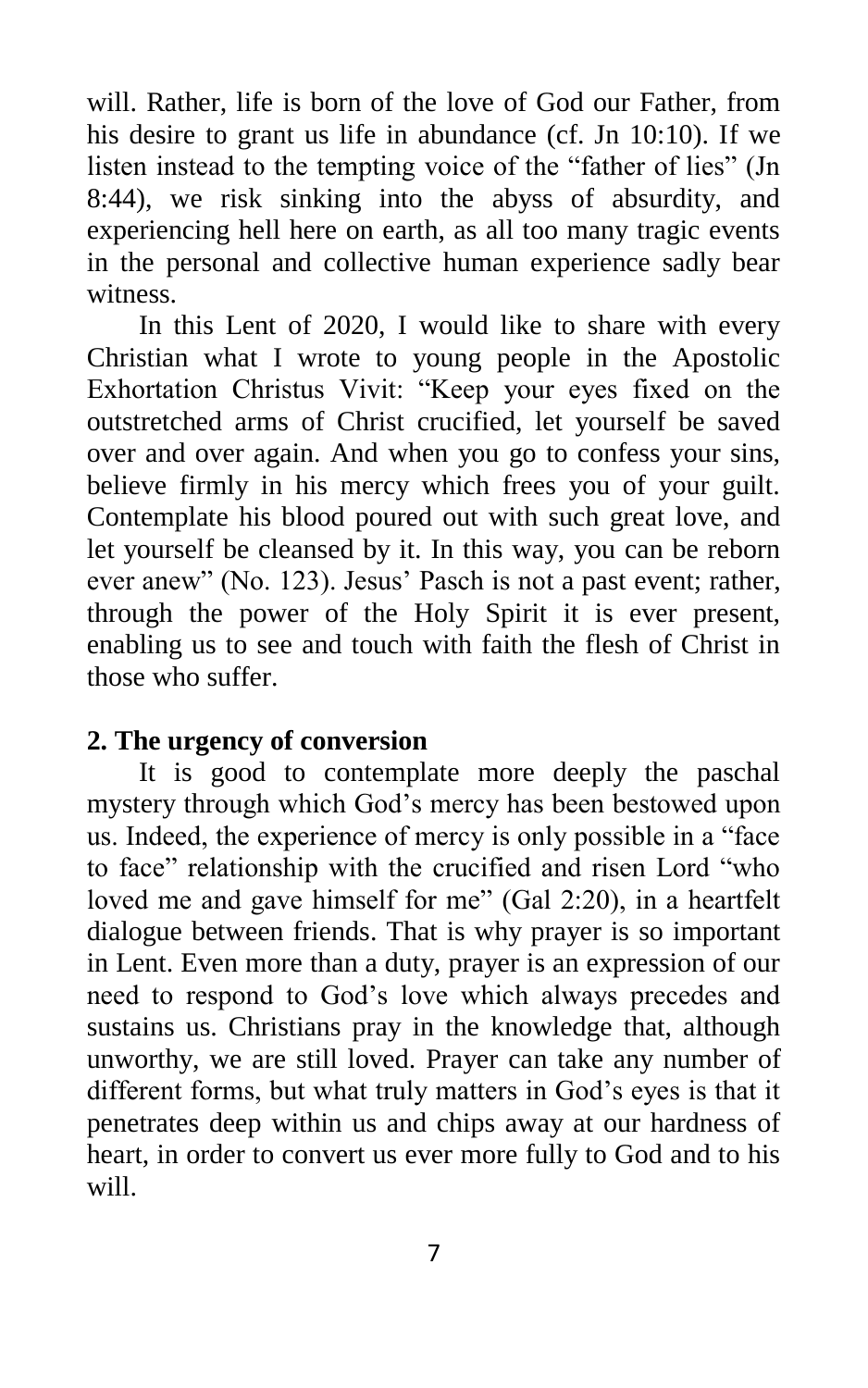will. Rather, life is born of the love of God our Father, from his desire to grant us life in abundance (cf. Jn 10:10). If we listen instead to the tempting voice of the "father of lies" (Jn 8:44), we risk sinking into the abyss of absurdity, and experiencing hell here on earth, as all too many tragic events in the personal and collective human experience sadly bear witness.

In this Lent of 2020, I would like to share with every Christian what I wrote to young people in the Apostolic Exhortation Christus Vivit: "Keep your eyes fixed on the outstretched arms of Christ crucified, let yourself be saved over and over again. And when you go to confess your sins, believe firmly in his mercy which frees you of your guilt. Contemplate his blood poured out with such great love, and let yourself be cleansed by it. In this way, you can be reborn ever anew" (No. 123). Jesus' Pasch is not a past event; rather, through the power of the Holy Spirit it is ever present, enabling us to see and touch with faith the flesh of Christ in those who suffer.

## 2. The urgency of conversion

It is good to contemplate more deeply the paschal mystery through which God's mercy has been bestowed upon us. Indeed, the experience of mercy is only possible in a "face to face" relationship with the crucified and risen Lord "who loved me and gave himself for me" (Gal 2:20), in a heartfelt dialogue between friends. That is why prayer is so important in Lent. Even more than a duty, prayer is an expression of our need to respond to God's love which always precedes and sustains us. Christians pray in the knowledge that, although unworthy, we are still loved. Prayer can take any number of different forms, but what truly matters in God's eyes is that it penetrates deep within us and chips away at our hardness of heart, in order to convert us ever more fully to God and to his will.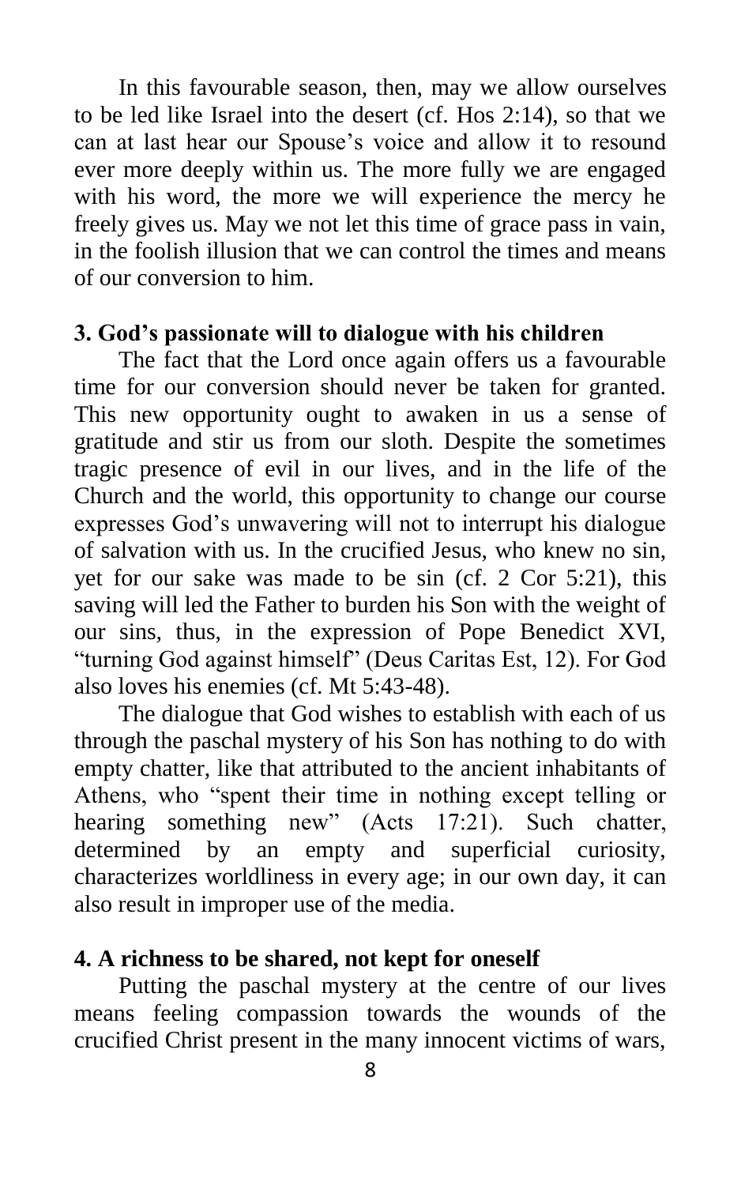In this favourable season, then, may we allow ourselves to be led like Israel into the desert (cf. Hos 2:14), so that we can at last hear our Spouse's voice and allow it to resound ever more deeply within us. The more fully we are engaged with his word, the more we will experience the mercy he freely gives us. May we not let this time of grace pass in vain, in the foolish illusion that we can control the times and means of our conversion to him.

## 3. God's passionate will to dialogue with his children

The fact that the Lord once again offers us a favourable time for our conversion should never be taken for granted. This new opportunity ought to awaken in us a sense of gratitude and stir us from our sloth. Despite the sometimes tragic presence of evil in our lives, and in the life of the Church and the world, this opportunity to change our course expresses God's unwavering will not to interrupt his dialogue of salvation with us. In the crucified Jesus, who knew no sin, yet for our sake was made to be sin (cf. 2 Cor 5:21), this saving will led the Father to burden his Son with the weight of our sins, thus, in the expression of Pope Benedict XVI, "turning God against himself" (Deus Caritas Est, 12). For God also loves his enemies (cf. Mt 5:43-48).

The dialogue that God wishes to establish with each of us through the paschal mystery of his Son has nothing to do with empty chatter, like that attributed to the ancient inhabitants of Athens, who "spent their time in nothing except telling or hearing something new" (Acts 17:21). Such chatter, determined by an empty and superficial curiosity, characterizes worldliness in every age; in our own day, it can also result in improper use of the media.

## 4. A richness to be shared, not kept for oneself

Putting the paschal mystery at the centre of our lives means feeling compassion towards the wounds of the crucified Christ present in the many innocent victims of wars,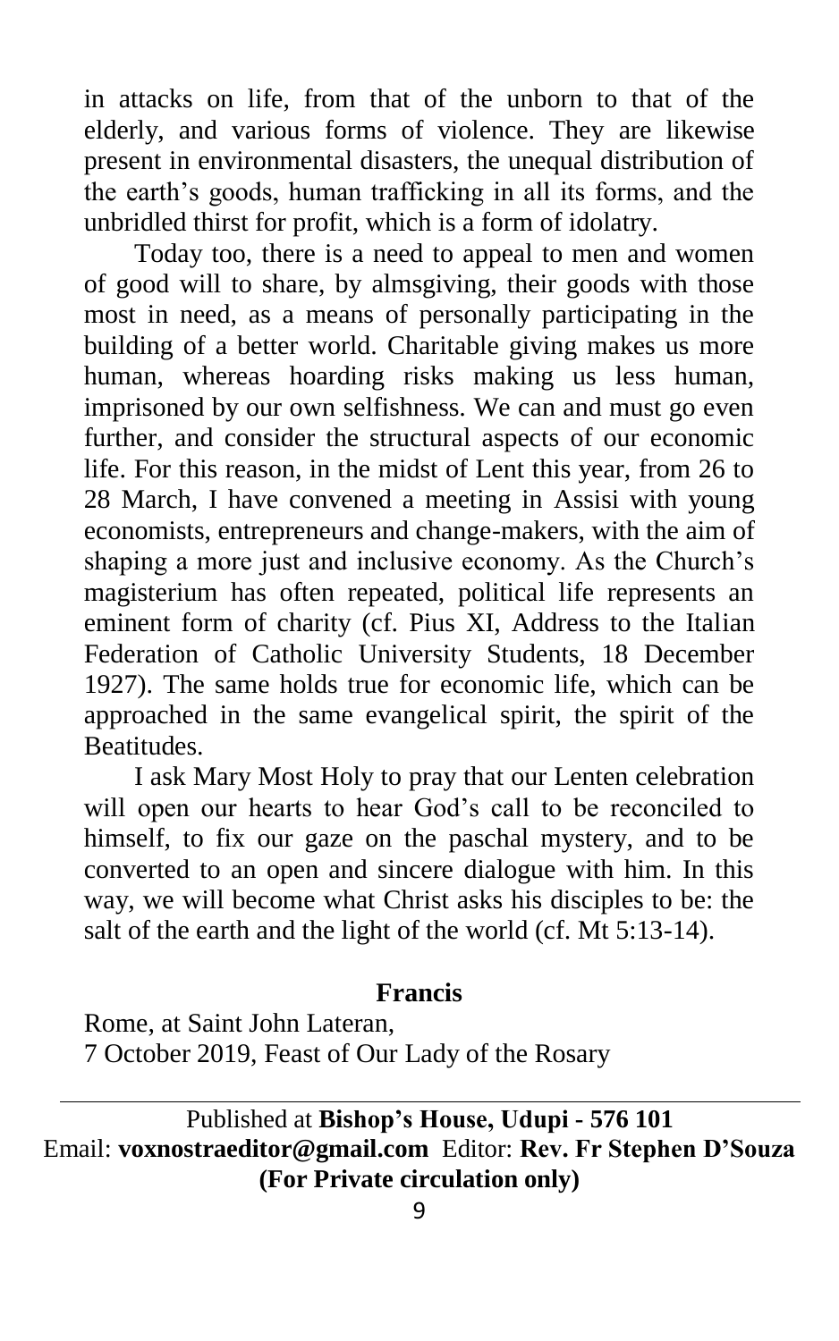in attacks on life, from that of the unborn to that of the elderly, and various forms of violence. They are likewise present in environmental disasters, the unequal distribution of the earth's goods, human trafficking in all its forms, and the unbridled thirst for profit, which is a form of idolatry.

Today too, there is a need to appeal to men and women of good will to share, by almsgiving, their goods with those most in need, as a means of personally participating in the building of a better world. Charitable giving makes us more human, whereas hoarding risks making us less human, imprisoned by our own selfishness. We can and must go even further, and consider the structural aspects of our economic life. For this reason, in the midst of Lent this year, from 26 to 28 March, I have convened a meeting in Assisi with young economists, entrepreneurs and change-makers, with the aim of shaping a more just and inclusive economy. As the Church's magisterium has often repeated, political life represents an eminent form of charity (cf. Pius XI, Address to the Italian Federation of Catholic University Students, 18 December 1927). The same holds true for economic life, which can be approached in the same evangelical spirit, the spirit of the Beatitudes.

I ask Mary Most Holy to pray that our Lenten celebration will open our hearts to hear God's call to be reconciled to himself, to fix our gaze on the paschal mystery, and to be converted to an open and sincere dialogue with him. In this way, we will become what Christ asks his disciples to be: the salt of the earth and the light of the world (cf. Mt 5:13-14).

**Francis**

Rome, at Saint John Lateran,
7 October 2019, Feast of Our Lady of the Rosary

---

Published at **Bishop's House, Udupi - 576 101**
Email: **voxnostraeditor@gmail.com** Editor: **Rev. Fr Stephen D'Souza**
**(For Private circulation only)**